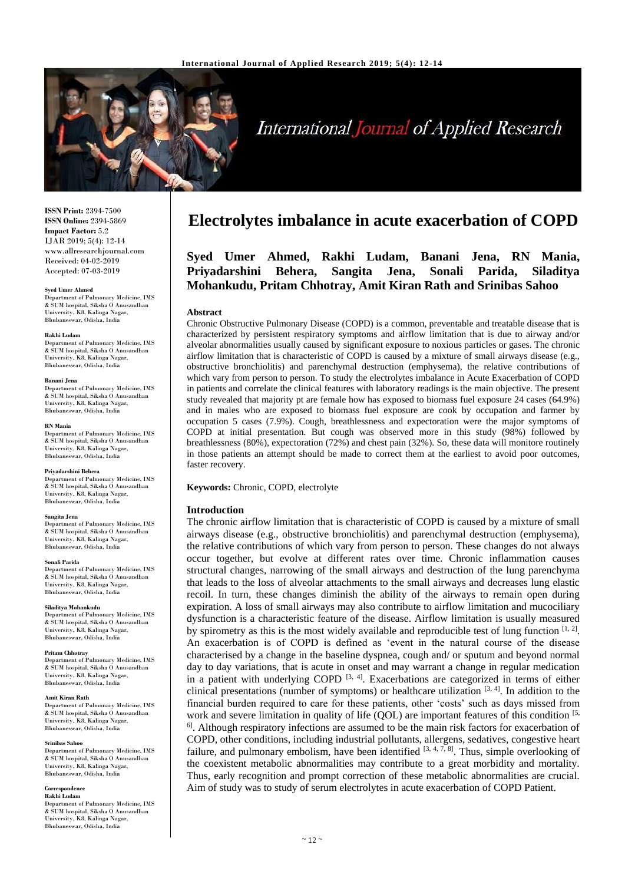**ISSN Print:** 2394-7500
**ISSN Online:** 2394-5869
**Impact Factor:** 5.2
IJAR 2019; 5(4): 12-14
www.allresearchjournal.com
Received: 04-02-2019
Accepted: 07-03-2019

**Syed Umer Ahmed**
Department of Pulmonary Medicine, IMS & SUM hospital, Siksha O Anusandhan University, K8, Kalinga Nagar, Bhubaneswar, Odisha, India

**Rakhi Ludam**
Department of Pulmonary Medicine, IMS & SUM hospital, Siksha O Anusandhan University, K8, Kalinga Nagar, Bhubaneswar, Odisha, India

**Banani Jena**
Department of Pulmonary Medicine, IMS & SUM hospital, Siksha O Anusandhan University, K8, Kalinga Nagar, Bhubaneswar, Odisha, India

**RN Mania**
Department of Pulmonary Medicine, IMS & SUM hospital, Siksha O Anusandhan University, K8, Kalinga Nagar, Bhubaneswar, Odisha, India

**Priyadarshini Behera**
Department of Pulmonary Medicine, IMS & SUM hospital, Siksha O Anusandhan University, K8, Kalinga Nagar, Bhubaneswar, Odisha, India

**Sangita Jena**
Department of Pulmonary Medicine, IMS & SUM hospital, Siksha O Anusandhan University, K8, Kalinga Nagar, Bhubaneswar, Odisha, India

**Sonali Parida**
Department of Pulmonary Medicine, IMS & SUM hospital, Siksha O Anusandhan University, K8, Kalinga Nagar, Bhubaneswar, Odisha, India

**Siladitya Mohankudu**
Department of Pulmonary Medicine, IMS & SUM hospital, Siksha O Anusandhan University, K8, Kalinga Nagar, Bhubaneswar, Odisha, India

**Pritam Chhotray**
Department of Pulmonary Medicine, IMS & SUM hospital, Siksha O Anusandhan University, K8, Kalinga Nagar, Bhubaneswar, Odisha, India

**Amit Kiran Rath**
Department of Pulmonary Medicine, IMS & SUM hospital, Siksha O Anusandhan University, K8, Kalinga Nagar, Bhubaneswar, Odisha, India

**Srinibas Sahoo**
Department of Pulmonary Medicine, IMS & SUM hospital, Siksha O Anusandhan University, K8, Kalinga Nagar, Bhubaneswar, Odisha, India

**Correspondence**
**Rakhi Ludam**
Department of Pulmonary Medicine, IMS & SUM hospital, Siksha O Anusandhan University, K8, Kalinga Nagar, Bhubaneswar, Odisha, India

# Electrolytes imbalance in acute exacerbation of COPD

**Syed Umer Ahmed, Rakhi Ludam, Banani Jena, RN Mania, Priyadarshini Behera, Sangita Jena, Sonali Parida, Siladitya Mohankudu, Pritam Chhotray, Amit Kiran Rath and Srinibas Sahoo**

## Abstract

Chronic Obstructive Pulmonary Disease (COPD) is a common, preventable and treatable disease that is characterized by persistent respiratory symptoms and airflow limitation that is due to airway and/or alveolar abnormalities usually caused by significant exposure to noxious particles or gases. The chronic airflow limitation that is characteristic of COPD is caused by a mixture of small airways disease (e.g., obstructive bronchiolitis) and parenchymal destruction (emphysema), the relative contributions of which vary from person to person. To study the electrolytes imbalance in Acute Exacerbation of COPD in patients and correlate the clinical features with laboratory readings is the main objective. The present study revealed that majority pt are female how has exposed to biomass fuel exposure 24 cases (64.9%) and in males who are exposed to biomass fuel exposure are cook by occupation and farmer by occupation 5 cases (7.9%). Cough, breathlessness and expectoration were the major symptoms of COPD at initial presentation. But cough was observed more in this study (98%) followed by breathlessness (80%), expectoration (72%) and chest pain (32%). So, these data will monitore routinely in those patients an attempt should be made to correct them at the earliest to avoid poor outcomes, faster recovery.

**Keywords:** Chronic, COPD, electrolyte

## Introduction

The chronic airflow limitation that is characteristic of COPD is caused by a mixture of small airways disease (e.g., obstructive bronchiolitis) and parenchymal destruction (emphysema), the relative contributions of which vary from person to person. These changes do not always occur together, but evolve at different rates over time. Chronic inflammation causes structural changes, narrowing of the small airways and destruction of the lung parenchyma that leads to the loss of alveolar attachments to the small airways and decreases lung elastic recoil. In turn, these changes diminish the ability of the airways to remain open during expiration. A loss of small airways may also contribute to airflow limitation and mucociliary dysfunction is a characteristic feature of the disease. Airflow limitation is usually measured by spirometry as this is the most widely available and reproducible test of lung function [1, 2]. An exacerbation is of COPD is defined as 'event in the natural course of the disease characterised by a change in the baseline dyspnea, cough and/ or sputum and beyond normal day to day variations, that is acute in onset and may warrant a change in regular medication in a patient with underlying COPD [3, 4]. Exacerbations are categorized in terms of either clinical presentations (number of symptoms) or healthcare utilization [3, 4]. In addition to the financial burden required to care for these patients, other 'costs' such as days missed from work and severe limitation in quality of life (QOL) are important features of this condition [5, 6]. Although respiratory infections are assumed to be the main risk factors for exacerbation of COPD, other conditions, including industrial pollutants, allergens, sedatives, congestive heart failure, and pulmonary embolism, have been identified [3, 4, 7, 8]. Thus, simple overlooking of the coexistent metabolic abnormalities may contribute to a great morbidity and mortality. Thus, early recognition and prompt correction of these metabolic abnormalities are crucial. Aim of study was to study of serum electrolytes in acute exacerbation of COPD Patient.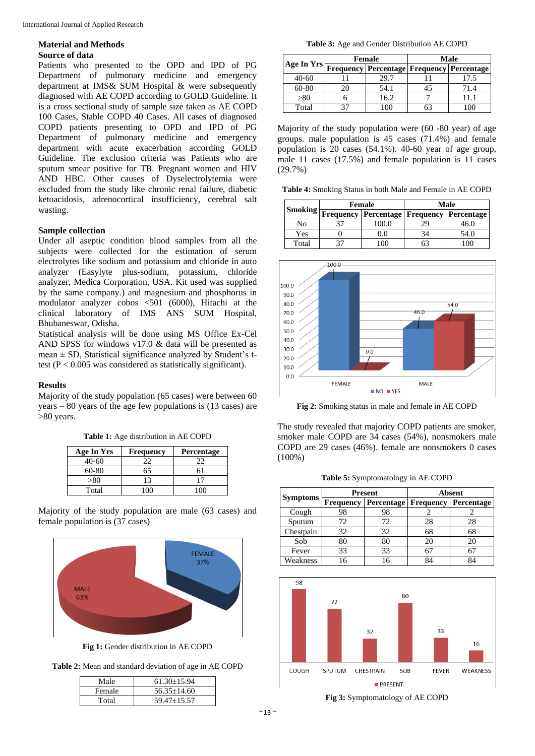## Material and Methods

### Source of data

Patients who presented to the OPD and IPD of PG Department of pulmonary medicine and emergency department at IMS& SUM Hospital & were subsequently diagnosed with AE COPD according to GOLD Guideline. It is a cross sectional study of sample size taken as AE COPD 100 Cases, Stable COPD 40 Cases. All cases of diagnosed COPD patients presenting to OPD and IPD of PG Department of pulmonary medicine and emergency department with acute exacerbation according GOLD Guideline. The exclusion criteria was Patients who are sputum smear positive for TB. Pregnant women and HIV AND HBC. Other causes of Dyselectrolytemia were excluded from the study like chronic renal failure, diabetic ketoacidosis, adrenocortical insufficiency, cerebral salt wasting.

### Sample collection

Under all aseptic condition blood samples from all the subjects were collected for the estimation of serum electrolytes like sodium and potassium and chloride in auto analyzer (Easylyte plus-sodium, potassium, chloride analyzer, Medica Corporation, USA. Kit used was supplied by the same company.) and magnesium and phosphorus in modulator analyzer cobos <501 (6000), Hitachi at the clinical laboratory of IMS ANS SUM Hospital, Bhubaneswar, Odisha.

Statistical analysis will be done using MS Office Ex-Cel AND SPSS for windows v17.0 & data will be presented as mean ± SD, Statistical significance analyzed by Student's t-test ($P < 0.005$ was considered as statistically significant).

## Results

Majority of the study population (65 cases) were between 60 years – 80 years of the age few populations is (13 cases) are >80 years.

**Table 1:** Age distribution in AE COPD

| Age In Yrs | Frequency | Percentage |
|---|---|---|
| 40-60 | 22 | 22 |
| 60-80 | 65 | 61 |
| >80 | 13 | 17 |
| Total | 100 | 100 |

Majority of the study population are male (63 cases) and female population is (37 cases)

**Fig 1:** Gender distribution in AE COPD

**Table 2:** Mean and standard deviation of age in AE COPD

| | |
|---|---|
| Male | 61.30±15.94 |
| Female | 56.35±14.60 |
| Total | 59.47±15.57 |

**Table 3:** Age and Gender Distribution AE COPD

| Age In Yrs | Female | | Male | |
|---|---|---|---|---|
| | Frequency | Percentage | Frequency | Percentage |
| 40-60 | 11 | 29.7 | 11 | 17.5 |
| 60-80 | 20 | 54.1 | 45 | 71.4 |
| >80 | 6 | 16.2 | 7 | 11.1 |
| Total | 37 | 100 | 63 | 100 |

Majority of the study population were (60 -80 year) of age groups. male population is 45 cases (71.4%) and female population is 20 cases (54.1%). 40-60 year of age group, male 11 cases (17.5%) and female population is 11 cases (29.7%)

**Table 4:** Smoking Status in both Male and Female in AE COPD

| Smoking | Female | | Male | |
|---|---|---|---|---|
| | Frequency | Percentage | Frequency | Percentage |
| No | 37 | 100.0 | 29 | 46.0 |
| Yes | 0 | 0.0 | 34 | 54.0 |
| Total | 37 | 100 | 63 | 100 |

**Fig 2:** Smoking status in male and female in AE COPD

The study revealed that majority COPD patients are smoker, smoker male COPD are 34 cases (54%), nonsmokers male COPD are 29 cases (46%). female are nonsmokers 0 cases (100%)

**Table 5:** Symptomatology in AE COPD

| Symptoms | Present | | Absent | |
|---|---|---|---|---|
| | Frequency | Percentage | Frequency | Percentage |
| Cough | 98 | 98 | 2 | 2 |
| Sputum | 72 | 72 | 28 | 28 |
| Chestpain | 32 | 32 | 68 | 68 |
| Sob | 80 | 80 | 20 | 20 |
| Fever | 33 | 33 | 67 | 67 |
| Weakness | 16 | 16 | 84 | 84 |

**Fig 3:** Symptomatology of AE COPD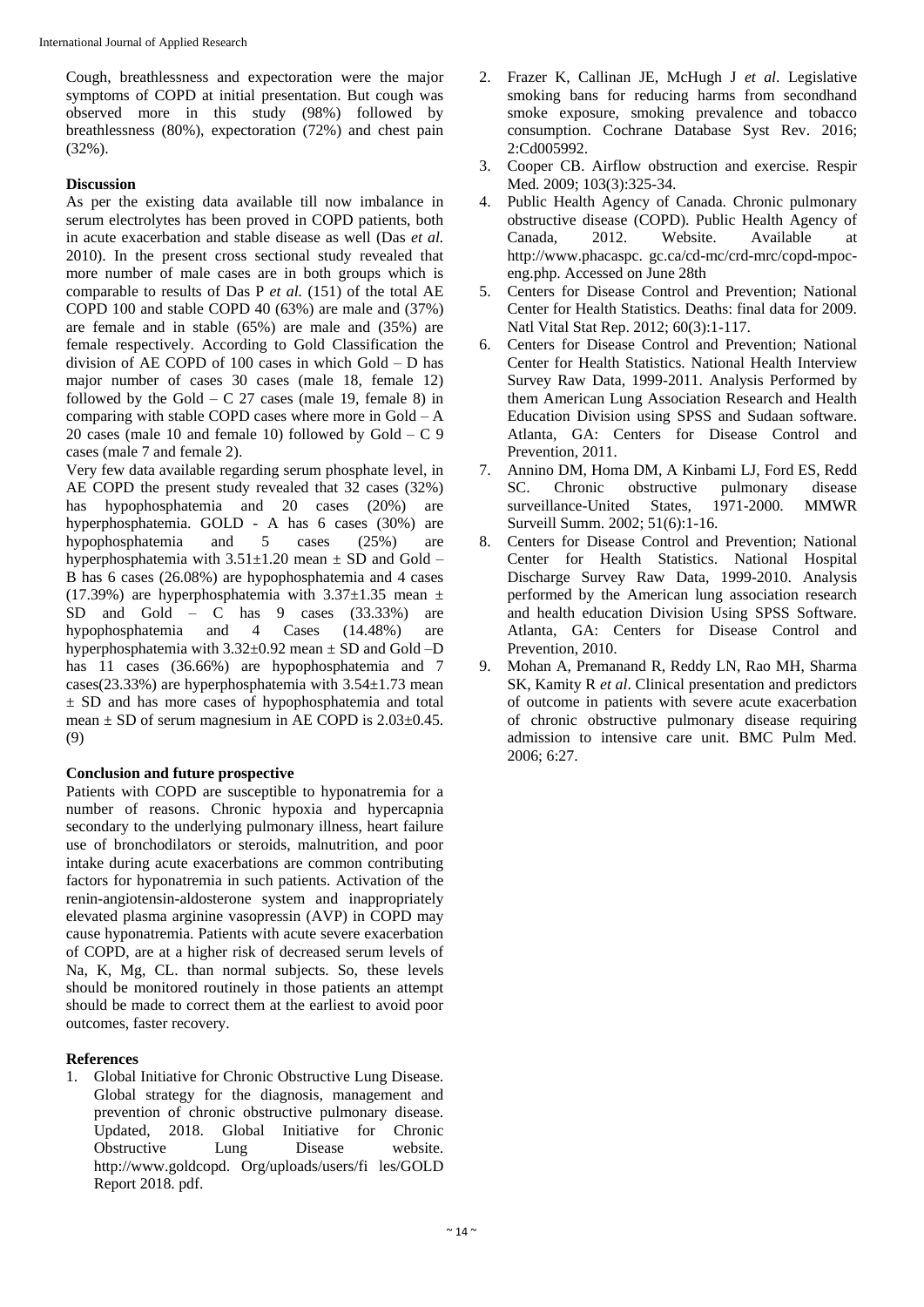Cough, breathlessness and expectoration were the major symptoms of COPD at initial presentation. But cough was observed more in this study (98%) followed by breathlessness (80%), expectoration (72%) and chest pain (32%).

## Discussion

As per the existing data available till now imbalance in serum electrolytes has been proved in COPD patients, both in acute exacerbation and stable disease as well (Das *et al.* 2010). In the present cross sectional study revealed that more number of male cases are in both groups which is comparable to results of Das P *et al.* (151) of the total AE COPD 100 and stable COPD 40 (63%) are male and (37%) are female and in stable (65%) are male and (35%) are female respectively. According to Gold Classification the division of AE COPD of 100 cases in which Gold – D has major number of cases 30 cases (male 18, female 12) followed by the Gold – C 27 cases (male 19, female 8) in comparing with stable COPD cases where more in Gold – A 20 cases (male 10 and female 10) followed by Gold – C 9 cases (male 7 and female 2).

Very few data available regarding serum phosphate level, in AE COPD the present study revealed that 32 cases (32%) has hypophosphatemia and 20 cases (20%) are hyperphosphatemia. GOLD - A has 6 cases (30%) are hypophosphatemia and 5 cases (25%) are hyperphosphatemia with $3.51\pm1.20$ mean ± SD and Gold – B has 6 cases (26.08%) are hypophosphatemia and 4 cases (17.39%) are hyperphosphatemia with $3.37\pm1.35$ mean ± SD and Gold – C has 9 cases (33.33%) are hypophosphatemia and 4 Cases (14.48%) are hyperphosphatemia with $3.32\pm0.92$ mean ± SD and Gold –D has 11 cases (36.66%) are hypophosphatemia and 7 cases(23.33%) are hyperphosphatemia with $3.54\pm1.73$ mean ± SD and has more cases of hypophosphatemia and total mean ± SD of serum magnesium in AE COPD is $2.03\pm0.45$. (9)

## Conclusion and future prospective

Patients with COPD are susceptible to hyponatremia for a number of reasons. Chronic hypoxia and hypercapnia secondary to the underlying pulmonary illness, heart failure use of bronchodilators or steroids, malnutrition, and poor intake during acute exacerbations are common contributing factors for hyponatremia in such patients. Activation of the renin-angiotensin-aldosterone system and inappropriately elevated plasma arginine vasopressin (AVP) in COPD may cause hyponatremia. Patients with acute severe exacerbation of COPD, are at a higher risk of decreased serum levels of Na, K, Mg, CL. than normal subjects. So, these levels should be monitored routinely in those patients an attempt should be made to correct them at the earliest to avoid poor outcomes, faster recovery.

## References

1. Global Initiative for Chronic Obstructive Lung Disease. Global strategy for the diagnosis, management and prevention of chronic obstructive pulmonary disease. Updated, 2018. Global Initiative for Chronic Obstructive Lung Disease website. http://www.goldcopd. Org/uploads/users/fi les/GOLD Report 2018. pdf.
2. Frazer K, Callinan JE, McHugh J *et al*. Legislative smoking bans for reducing harms from secondhand smoke exposure, smoking prevalence and tobacco consumption. Cochrane Database Syst Rev. 2016; 2:Cd005992.
3. Cooper CB. Airflow obstruction and exercise. Respir Med. 2009; 103(3):325-34.
4. Public Health Agency of Canada. Chronic pulmonary obstructive disease (COPD). Public Health Agency of Canada, 2012. Website. Available at http://www.phacaspc. gc.ca/cd-mc/crd-mrc/copd-mpoc-eng.php. Accessed on June 28th
5. Centers for Disease Control and Prevention; National Center for Health Statistics. Deaths: final data for 2009. Natl Vital Stat Rep. 2012; 60(3):1-117.
6. Centers for Disease Control and Prevention; National Center for Health Statistics. National Health Interview Survey Raw Data, 1999-2011. Analysis Performed by them American Lung Association Research and Health Education Division using SPSS and Sudaan software. Atlanta, GA: Centers for Disease Control and Prevention, 2011.
7. Annino DM, Homa DM, A Kinbami LJ, Ford ES, Redd SC. Chronic obstructive pulmonary disease surveillance-United States, 1971-2000. MMWR Surveill Summ. 2002; 51(6):1-16.
8. Centers for Disease Control and Prevention; National Center for Health Statistics. National Hospital Discharge Survey Raw Data, 1999-2010. Analysis performed by the American lung association research and health education Division Using SPSS Software. Atlanta, GA: Centers for Disease Control and Prevention, 2010.
9. Mohan A, Premanand R, Reddy LN, Rao MH, Sharma SK, Kamity R *et al*. Clinical presentation and predictors of outcome in patients with severe acute exacerbation of chronic obstructive pulmonary disease requiring admission to intensive care unit. BMC Pulm Med. 2006; 6:27.